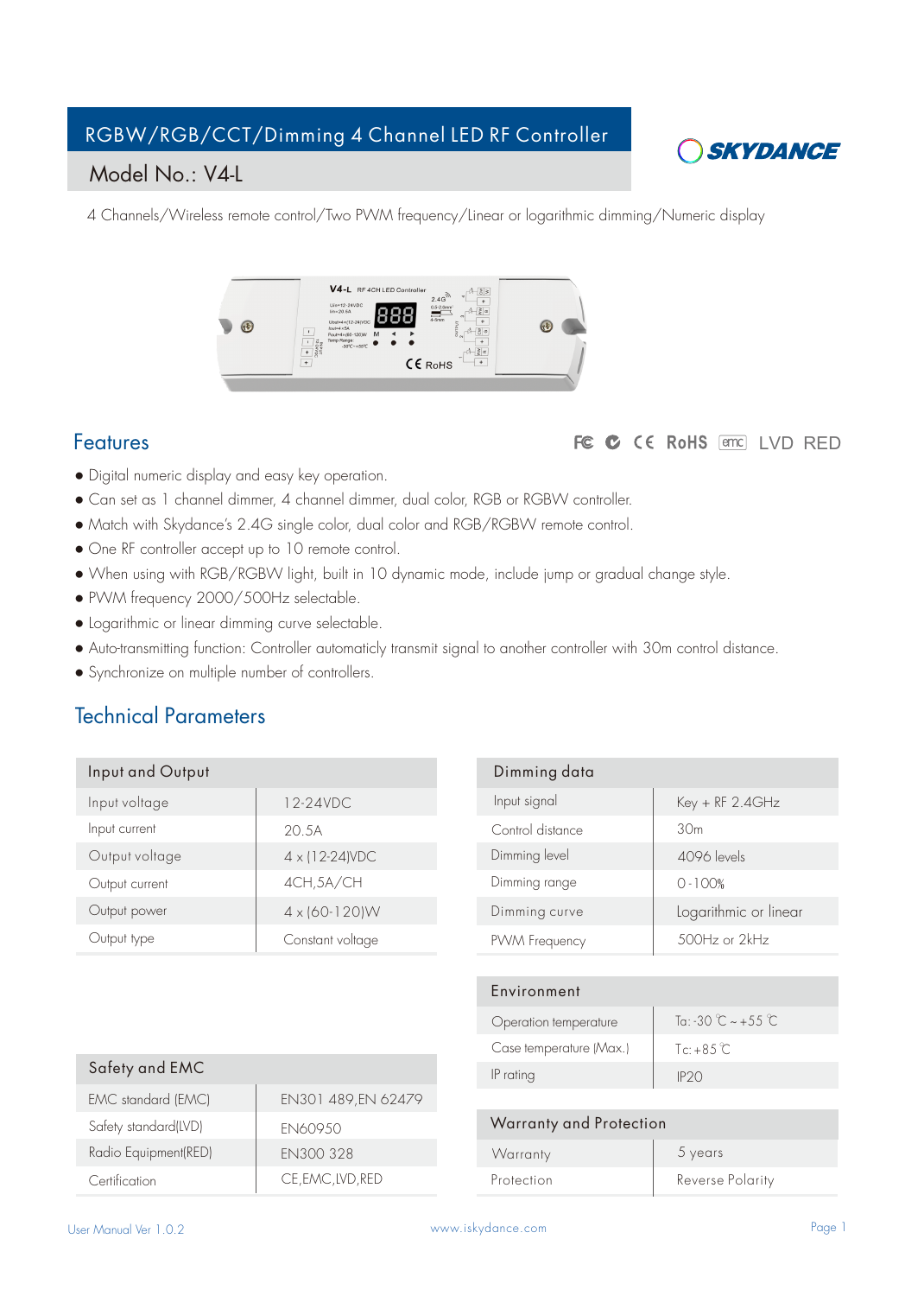# RGBW/RGB/CCT/Dimming 4 Channel LED RF Controller

## Model No.: V4-L

SKYDANCE

4 Channels/Wireless remote control/Two PWM frequency/Linear or logarithmic dimming/Numeric display

## Features

FC CE RoHS emc LVD RED

- Digital numeric display and easy key operation.
- Can set as 1 channel dimmer, 4 channel dimmer, dual color, RGB or RGBW controller.
- Match with Skydance's 2.4G single color, dual color and RGB/RGBW remote control.
- One RF controller accept up to 10 remote control.
- When using with RGB/RGBW light, built in 10 dynamic mode, include jump or gradual change style.
- PWM frequency 2000/500Hz selectable.
- Logarithmic or linear dimming curve selectable.
- Auto-transmitting function: Controller automaticly transmit signal to another controller with 30m control distance.
- Synchronize on multiple number of controllers.

## Technical Parameters

| Input and Output | |
|---|---|
| Input voltage | 12-24VDC |
| Input current | 20.5A |
| Output voltage | 4 x (12-24)VDC |
| Output current | 4CH,5A/CH |
| Output power | 4 x (60-120)W |
| Output type | Constant voltage |

| Dimming data | |
|---|---|
| Input signal | Key + RF 2.4GHz |
| Control distance | 30m |
| Dimming level | 4096 levels |
| Dimming range | 0-100% |
| Dimming curve | Logarithmic or linear |
| PWM Frequency | 500Hz or 2kHz |

| Environment | |
|---|---|
| Operation temperature | Ta: -30 ℃ ~ +55 ℃ |
| Case temperature (Max.) | Tc: +85 ℃ |
| IP rating | IP20 |

| Safety and EMC | |
|---|---|
| EMC standard (EMC) | EN301 489,EN 62479 |
| Safety standard(LVD) | EN60950 |
| Radio Equipment(RED) | EN300 328 |
| Certification | CE,EMC,LVD,RED |

| Warranty and Protection | |
|---|---|
| Warranty | 5 years |
| Protection | Reverse Polarity |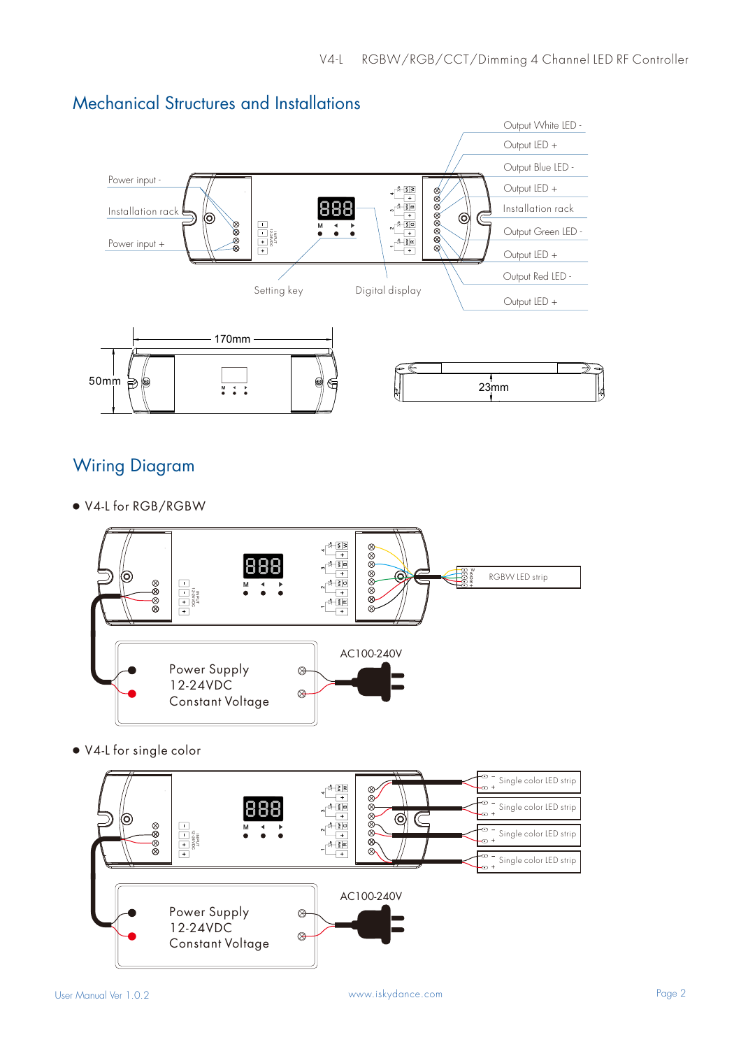## Mechanical Structures and Installations

Power input -

Installation rack

Power input +

Setting key

Digital display

Output White LED -

Output LED +

Output Blue LED -

Output LED +

Installation rack

Output Green LED -

Output LED +

Output Red LED -

Output LED +

170mm

50mm

23mm

## Wiring Diagram

- V4-L for RGB/RGBW

RGBW LED strip

Power Supply
12-24VDC
Constant Voltage

AC100-240V

- V4-L for single color

Single color LED strip

Single color LED strip

Single color LED strip

Single color LED strip

Power Supply
12-24VDC
Constant Voltage

AC100-240V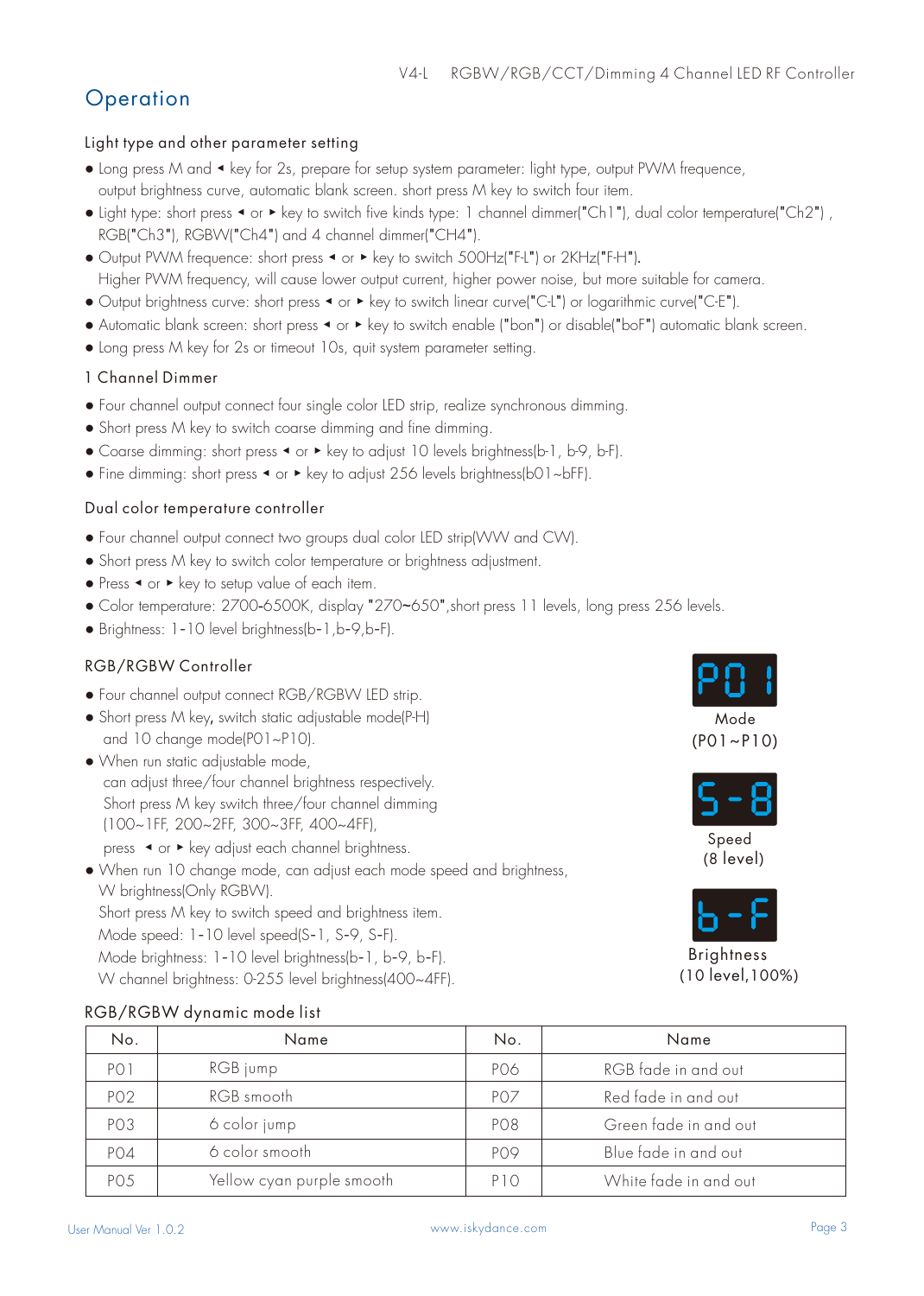# Operation

### Light type and other parameter setting

- Long press M and ◂ key for 2s, prepare for setup system parameter: light type, output PWM frequence, output brightness curve, automatic blank screen. short press M key to switch four item.
- Light type: short press ◂ or ▸ key to switch five kinds type: 1 channel dimmer("Ch1"), dual color temperature("Ch2") , RGB("Ch3"), RGBW("Ch4") and 4 channel dimmer("CH4").
- Output PWM frequence: short press ◂ or ▸ key to switch 500Hz("F-L") or 2KHz("F-H"). Higher PWM frequency, will cause lower output current, higher power noise, but more suitable for camera.
- Output brightness curve: short press ◂ or ▸ key to switch linear curve("C-L") or logarithmic curve("C-E").
- Automatic blank screen: short press ◂ or ▸ key to switch enable ("bon") or disable("boF") automatic blank screen.
- Long press M key for 2s or timeout 10s, quit system parameter setting.

### 1 Channel Dimmer

- Four channel output connect four single color LED strip, realize synchronous dimming.
- Short press M key to switch coarse dimming and fine dimming.
- Coarse dimming: short press ◂ or ▸ key to adjust 10 levels brightness(b-1, b-9, b-F).
- Fine dimming: short press ◂ or ▸ key to adjust 256 levels brightness(b01~bFF).

### Dual color temperature controller

- Four channel output connect two groups dual color LED strip(WW and CW).
- Short press M key to switch color temperature or brightness adjustment.
- Press ◂ or ▸ key to setup value of each item.
- Color temperature: 2700-6500K, display "270~650",short press 11 levels, long press 256 levels.
- Brightness: 1-10 level brightness(b-1,b-9,b-F).

### RGB/RGBW Controller

- Four channel output connect RGB/RGBW LED strip.
- Short press M key, switch static adjustable mode(P-H) and 10 change mode(P01~P10).
- When run static adjustable mode, can adjust three/four channel brightness respectively. Short press M key switch three/four channel dimming (100~1FF, 200~2FF, 300~3FF, 400~4FF), press ◂ or ▸ key adjust each channel brightness.
- When run 10 change mode, can adjust each mode speed and brightness, W brightness(Only RGBW).
  Short press M key to switch speed and brightness item.
  Mode speed: 1-10 level speed(S-1, S-9, S-F).
  Mode brightness: 1-10 level brightness(b-1, b-9, b-F).
  W channel brightness: 0-255 level brightness(400~4FF).

P01
Mode (P01~P10)

S-8
Speed (8 level)

b-F
Brightness (10 level,100%)

### RGB/RGBW dynamic mode list

| No. | Name | No. | Name |
|---|---|---|---|
| P01 | RGB jump | P06 | RGB fade in and out |
| P02 | RGB smooth | P07 | Red fade in and out |
| P03 | 6 color jump | P08 | Green fade in and out |
| P04 | 6 color smooth | P09 | Blue fade in and out |
| P05 | Yellow cyan purple smooth | P10 | White fade in and out |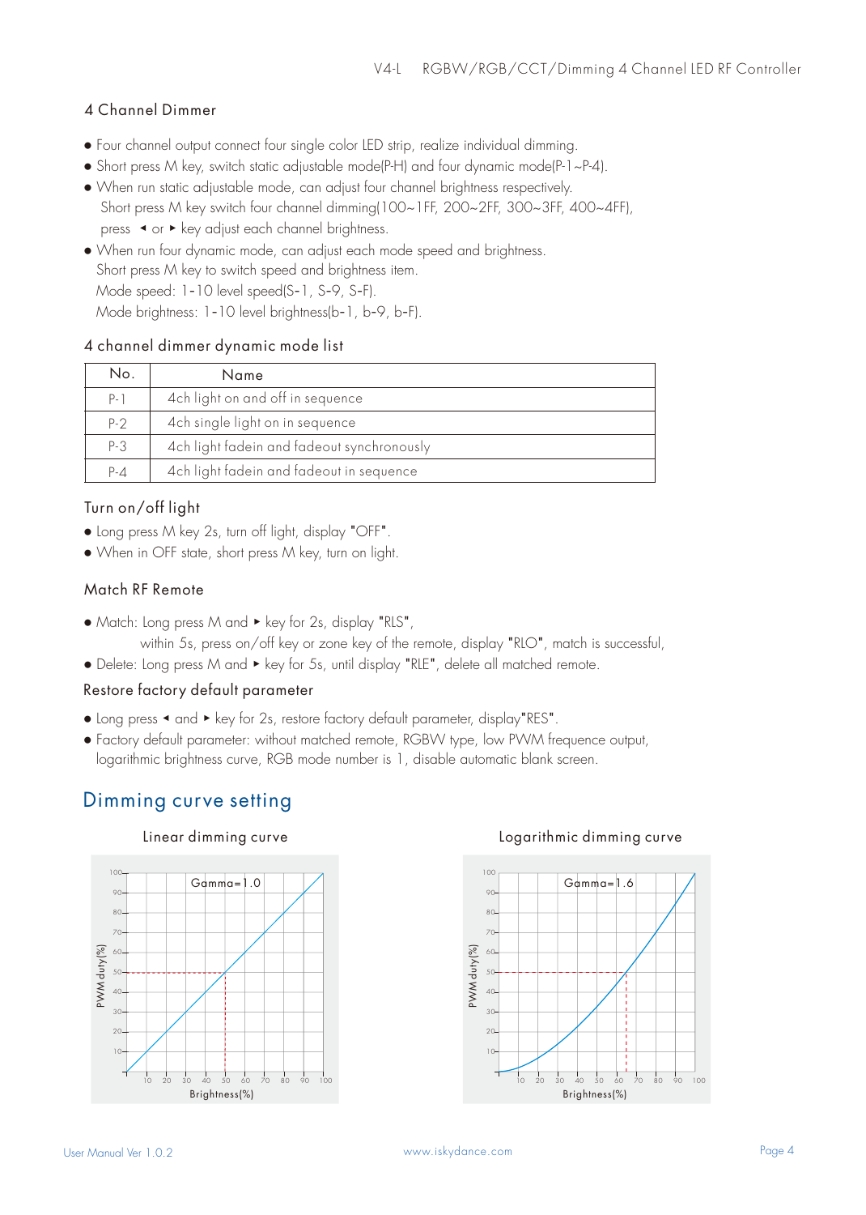## 4 Channel Dimmer

- Four channel output connect four single color LED strip, realize individual dimming.
- Short press M key, switch static adjustable mode(P-H) and four dynamic mode(P-1~P-4).
- When run static adjustable mode, can adjust four channel brightness respectively.
  Short press M key switch four channel dimming(100~1FF, 200~2FF, 300~3FF, 400~4FF),
  press ◂ or ▸ key adjust each channel brightness.
- When run four dynamic mode, can adjust each mode speed and brightness.
  Short press M key to switch speed and brightness item.
  Mode speed: 1-10 level speed(S-1, S-9, S-F).
  Mode brightness: 1-10 level brightness(b-1, b-9, b-F).

### 4 channel dimmer dynamic mode list

| No. | Name |
|---|---|
| P-1 | 4ch light on and off in sequence |
| P-2 | 4ch single light on in sequence |
| P-3 | 4ch light fadein and fadeout synchronously |
| P-4 | 4ch light fadein and fadeout in sequence |

### Turn on/off light

- Long press M key 2s, turn off light, display "OFF".
- When in OFF state, short press M key, turn on light.

### Match RF Remote

- Match: Long press M and ▸ key for 2s, display "RLS",
  within 5s, press on/off key or zone key of the remote, display "RLO", match is successful,
- Delete: Long press M and ▸ key for 5s, until display "RLE", delete all matched remote.

### Restore factory default parameter

- Long press ◂ and ▸ key for 2s, restore factory default parameter, display"RES".
- Factory default parameter: without matched remote, RGBW type, low PWM frequence output, logarithmic brightness curve, RGB mode number is 1, disable automatic blank screen.

## Dimming curve setting

Linear dimming curve

Gamma=1.0

PWM duty(%)

100
90
80
70
60
50
40
30
20
10

10 20 30 40 50 60 70 80 90 100

Brightness(%)

Logarithmic dimming curve

Gamma=1.6

PWM duty(%)

100
90
80
70
60
50
40
30
20
10

10 20 30 40 50 60 70 80 90 100

Brightness(%)